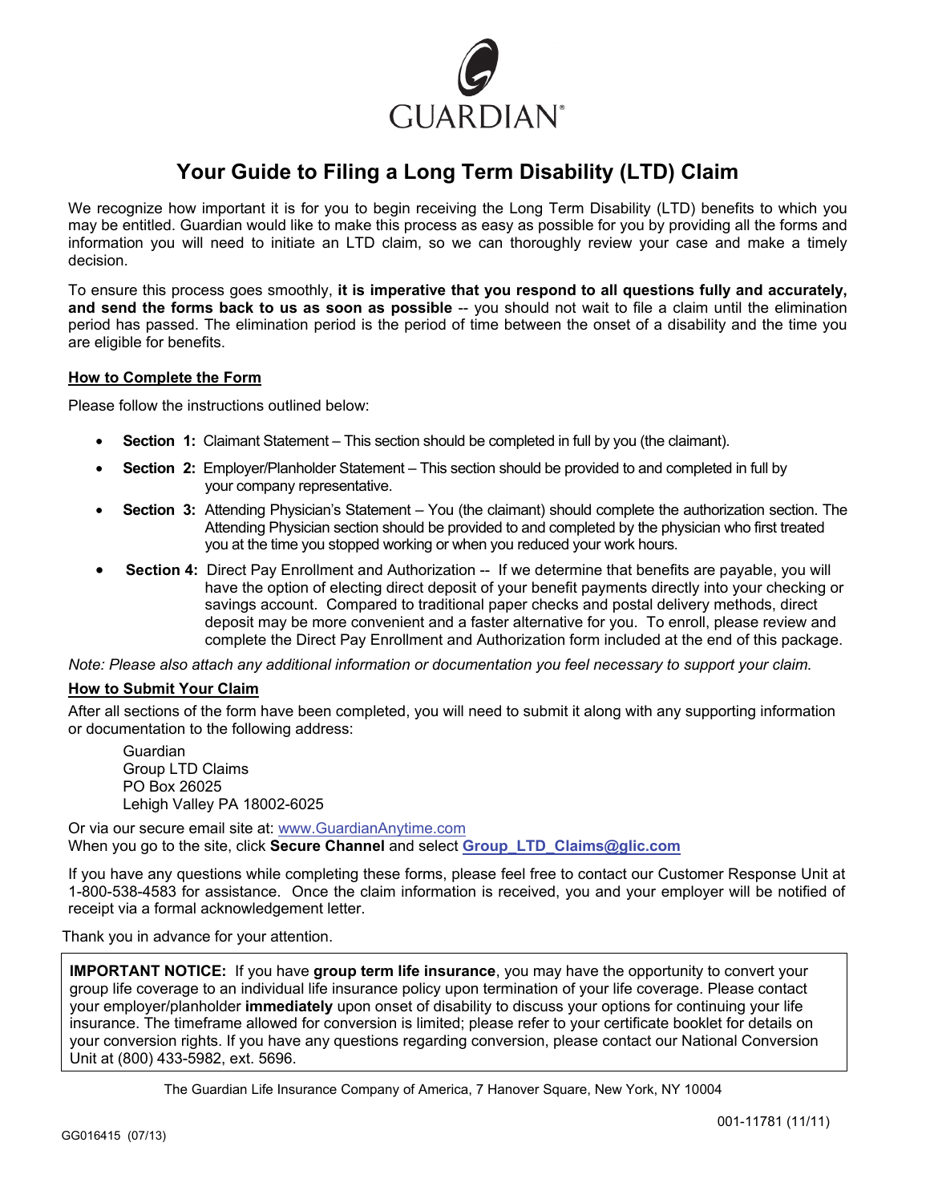GUARDIAN®

# Your Guide to Filing a Long Term Disability (LTD) Claim

We recognize how important it is for you to begin receiving the Long Term Disability (LTD) benefits to which you may be entitled. Guardian would like to make this process as easy as possible for you by providing all the forms and information you will need to initiate an LTD claim, so we can thoroughly review your case and make a timely decision.

To ensure this process goes smoothly, **it is imperative that you respond to all questions fully and accurately, and send the forms back to us as soon as possible** -- you should not wait to file a claim until the elimination period has passed. The elimination period is the period of time between the onset of a disability and the time you are eligible for benefits.

## How to Complete the Form

Please follow the instructions outlined below:

- **Section 1:** Claimant Statement – This section should be completed in full by you (the claimant).
- **Section 2:** Employer/Planholder Statement – This section should be provided to and completed in full by your company representative.
- **Section 3:** Attending Physician's Statement – You (the claimant) should complete the authorization section. The Attending Physician section should be provided to and completed by the physician who first treated you at the time you stopped working or when you reduced your work hours.
- **Section 4:** Direct Pay Enrollment and Authorization -- If we determine that benefits are payable, you will have the option of electing direct deposit of your benefit payments directly into your checking or savings account. Compared to traditional paper checks and postal delivery methods, direct deposit may be more convenient and a faster alternative for you. To enroll, please review and complete the Direct Pay Enrollment and Authorization form included at the end of this package.

*Note: Please also attach any additional information or documentation you feel necessary to support your claim.*

## How to Submit Your Claim

After all sections of the form have been completed, you will need to submit it along with any supporting information or documentation to the following address:

Guardian
Group LTD Claims
PO Box 26025
Lehigh Valley PA 18002-6025

Or via our secure email site at: www.GuardianAnytime.com
When you go to the site, click **Secure Channel** and select **Group_LTD_Claims@glic.com**

If you have any questions while completing these forms, please feel free to contact our Customer Response Unit at 1-800-538-4583 for assistance. Once the claim information is received, you and your employer will be notified of receipt via a formal acknowledgement letter.

Thank you in advance for your attention.

**IMPORTANT NOTICE:** If you have **group term life insurance**, you may have the opportunity to convert your group life coverage to an individual life insurance policy upon termination of your life coverage. Please contact your employer/planholder **immediately** upon onset of disability to discuss your options for continuing your life insurance. The timeframe allowed for conversion is limited; please refer to your certificate booklet for details on your conversion rights. If you have any questions regarding conversion, please contact our National Conversion Unit at (800) 433-5982, ext. 5696.

The Guardian Life Insurance Company of America, 7 Hanover Square, New York, NY 10004

001-11781 (11/11)

GG016415 (07/13)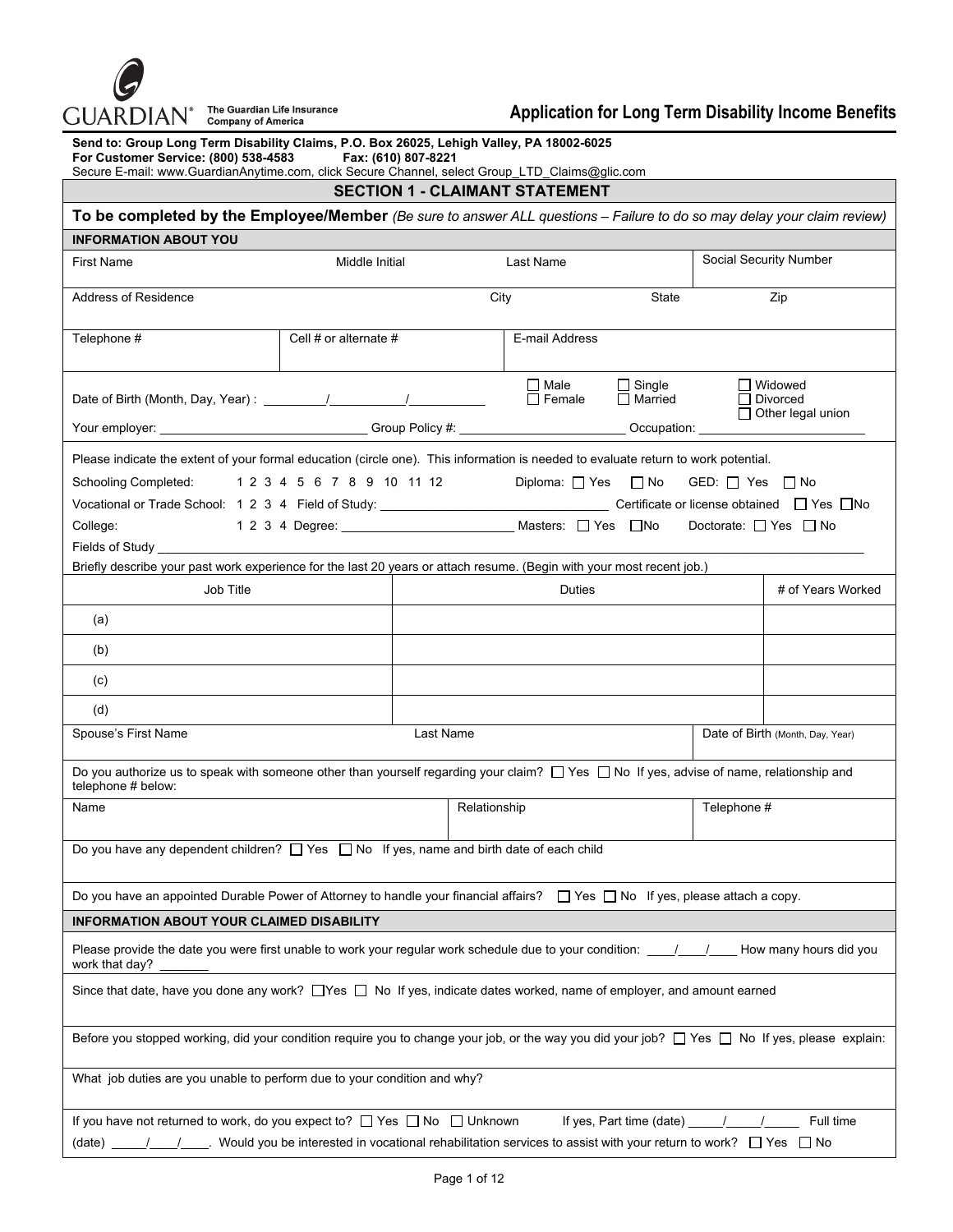**GUARDIAN®** The Guardian Life Insurance Company of America

# Application for Long Term Disability Income Benefits

**Send to: Group Long Term Disability Claims, P.O. Box 26025, Lehigh Valley, PA 18002-6025**
**For Customer Service: (800) 538-4583 Fax: (610) 807-8221**
Secure E-mail: www.GuardianAnytime.com, click Secure Channel, select Group_LTD_Claims@glic.com

## SECTION 1 - CLAIMANT STATEMENT

**To be completed by the Employee/Member** *(Be sure to answer ALL questions – Failure to do so may delay your claim review)*

### INFORMATION ABOUT YOU

| First Name | Middle Initial | Last Name | Social Security Number |
|---|---|---|---|
| | | | |

| Address of Residence | City | State | Zip |
|---|---|---|---|
| | | | |

| Telephone # | Cell # or alternate # | E-mail Address |
|---|---|---|
| | | |

Date of Birth (Month, Day, Year) : _________/___________/___________ ☐ Male ☐ Female ☐ Single ☐ Married ☐ Widowed ☐ Divorced ☐ Other legal union

Your employer: _____________________________ Group Policy #: ________________________ Occupation: _______________________

Please indicate the extent of your formal education (circle one). This information is needed to evaluate return to work potential.

Schooling Completed: 1 2 3 4 5 6 7 8 9 10 11 12 Diploma: ☐ Yes ☐ No GED: ☐ Yes ☐ No

Vocational or Trade School: 1 2 3 4 Field of Study: ________________________________ Certificate or license obtained ☐ Yes ☐ No

College: 1 2 3 4 Degree: ________________________ Masters: ☐ Yes ☐ No Doctorate: ☐ Yes ☐ No

Fields of Study ______________________________________________________________________________________

Briefly describe your past work experience for the last 20 years or attach resume. (Begin with your most recent job.)

| Job Title | Duties | # of Years Worked |
|---|---|---|
| (a) | | |
| (b) | | |
| (c) | | |
| (d) | | |

| Spouse's First Name | Last Name | Date of Birth (Month, Day, Year) |
|---|---|---|
| | | |

Do you authorize us to speak with someone other than yourself regarding your claim? ☐ Yes ☐ No If yes, advise of name, relationship and telephone # below:

| Name | Relationship | Telephone # |
|---|---|---|
| | | |

Do you have any dependent children? ☐ Yes ☐ No If yes, name and birth date of each child

Do you have an appointed Durable Power of Attorney to handle your financial affairs? ☐ Yes ☐ No If yes, please attach a copy.

### INFORMATION ABOUT YOUR CLAIMED DISABILITY

Please provide the date you were first unable to work your regular work schedule due to your condition: ____/____/____ How many hours did you work that day? _______

Since that date, have you done any work? ☐ Yes ☐ No If yes, indicate dates worked, name of employer, and amount earned

Before you stopped working, did your condition require you to change your job, or the way you did your job? ☐ Yes ☐ No If yes, please explain:

What job duties are you unable to perform due to your condition and why?

If you have not returned to work, do you expect to? ☐ Yes ☐ No ☐ Unknown If yes, Part time (date) _____/_____/_____ Full time (date) _____/____/____. Would you be interested in vocational rehabilitation services to assist with your return to work? ☐ Yes ☐ No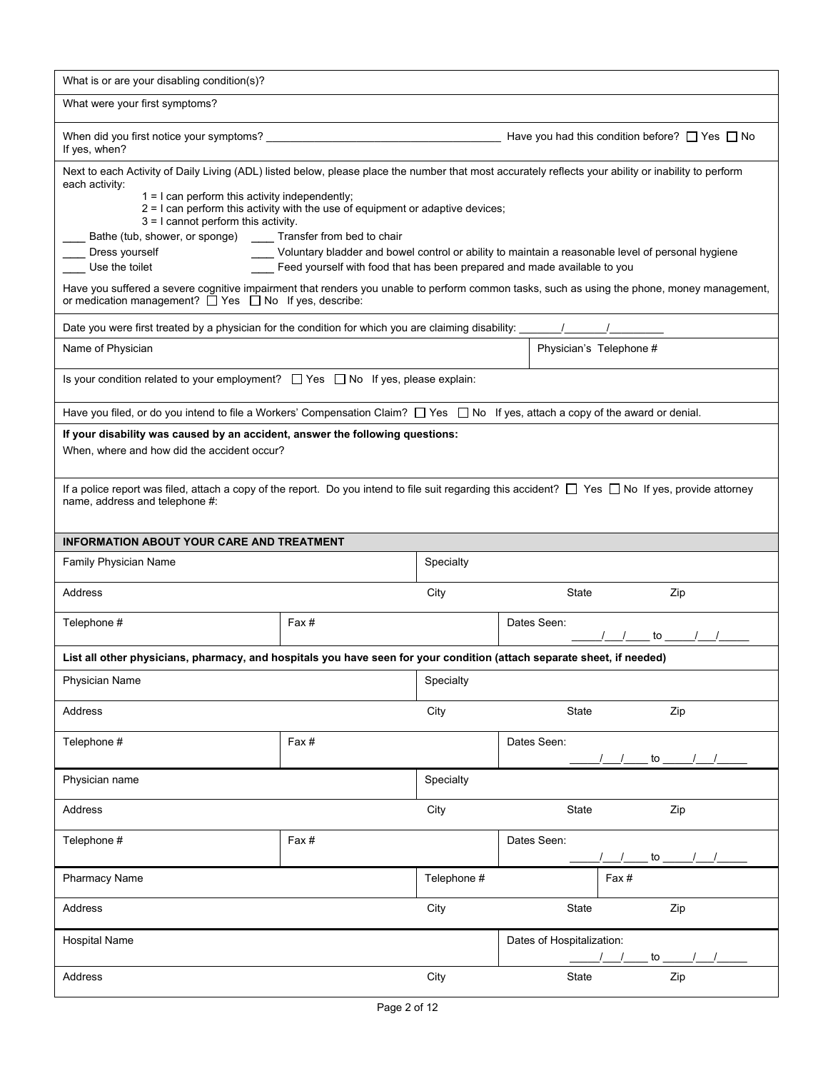What is or are your disabling condition(s)?

What were your first symptoms?

When did you first notice your symptoms? ______________________________ Have you had this condition before? ☐ Yes ☐ No
If yes, when?

Next to each Activity of Daily Living (ADL) listed below, please place the number that most accurately reflects your ability or inability to perform each activity:

- 1 = I can perform this activity independently;
- 2 = I can perform this activity with the use of equipment or adaptive devices;
- 3 = I cannot perform this activity.

____ Bathe (tub, shower, or sponge) ____ Transfer from bed to chair
____ Dress yourself ____ Voluntary bladder and bowel control or ability to maintain a reasonable level of personal hygiene
____ Use the toilet ____ Feed yourself with food that has been prepared and made available to you

Have you suffered a severe cognitive impairment that renders you unable to perform common tasks, such as using the phone, money management, or medication management? ☐ Yes ☐ No If yes, describe:

Date you were first treated by a physician for the condition for which you are claiming disability: _______/_______/_________

| Name of Physician | Physician's Telephone # |
|---|---|

Is your condition related to your employment? ☐ Yes ☐ No If yes, please explain:

Have you filed, or do you intend to file a Workers' Compensation Claim? ☐ Yes ☐ No If yes, attach a copy of the award or denial.

**If your disability was caused by an accident, answer the following questions:**

When, where and how did the accident occur?

If a police report was filed, attach a copy of the report. Do you intend to file suit regarding this accident? ☐ Yes ☐ No If yes, provide attorney name, address and telephone #:

## INFORMATION ABOUT YOUR CARE AND TREATMENT

| Family Physician Name | | Specialty | | |
|---|---|---|---|---|
| Address | | City | State | Zip |
| Telephone # | Fax # | | Dates Seen: \_\_\_\_\_/\_\_\_/\_\_\_\_ to \_\_\_\_\_/\_\_\_/\_\_\_\_\_ | |

**List all other physicians, pharmacy, and hospitals you have seen for your condition (attach separate sheet, if needed)**

| Physician Name | | Specialty | | |
|---|---|---|---|---|
| Address | | City | State | Zip |
| Telephone # | Fax # | | Dates Seen: \_\_\_\_\_/\_\_\_/\_\_\_\_ to \_\_\_\_\_/\_\_\_/\_\_\_\_\_ | |

| Physician name | | Specialty | | |
|---|---|---|---|---|
| Address | | City | State | Zip |
| Telephone # | Fax # | | Dates Seen: \_\_\_\_\_/\_\_\_/\_\_\_\_ to \_\_\_\_\_/\_\_\_/\_\_\_\_\_ | |

| Pharmacy Name | Telephone # | | Fax # |
|---|---|---|---|
| Address | City | State | Zip |

| Hospital Name | | Dates of Hospitalization: \_\_\_\_\_/\_\_\_/\_\_\_\_ to \_\_\_\_\_/\_\_\_/\_\_\_\_\_ | |
|---|---|---|---|
| Address | City | State | Zip |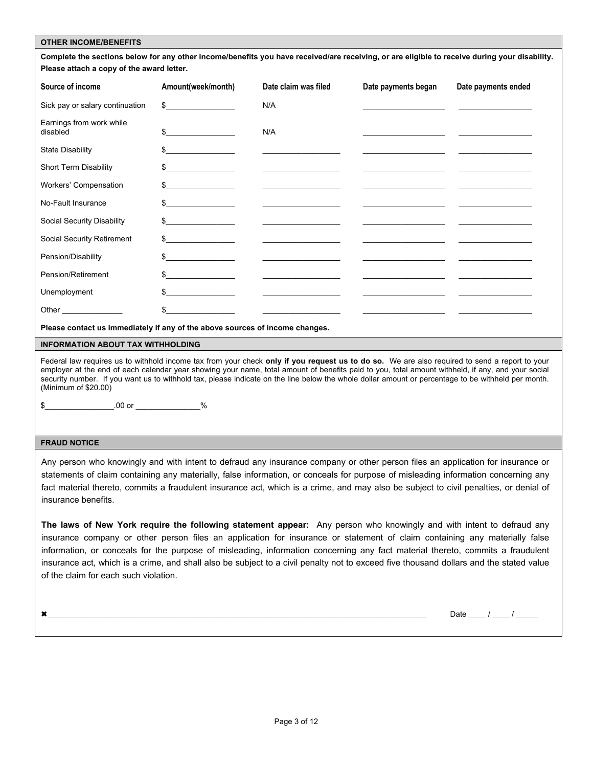## OTHER INCOME/BENEFITS

**Complete the sections below for any other income/benefits you have received/are receiving, or are eligible to receive during your disability. Please attach a copy of the award letter.**

| Source of income | Amount(week/month) | Date claim was filed | Date payments began | Date payments ended |
|---|---|---|---|---|
| Sick pay or salary continuation | $________________ | N/A | ____________________ | __________________ |
| Earnings from work while disabled | $________________ | N/A | ____________________ | __________________ |
| State Disability | $________________ | ___________________ | ____________________ | __________________ |
| Short Term Disability | $________________ | ___________________ | ____________________ | __________________ |
| Workers' Compensation | $________________ | ___________________ | ____________________ | __________________ |
| No-Fault Insurance | $________________ | ___________________ | ____________________ | __________________ |
| Social Security Disability | $________________ | ___________________ | ____________________ | __________________ |
| Social Security Retirement | $________________ | ___________________ | ____________________ | __________________ |
| Pension/Disability | $________________ | ___________________ | ____________________ | __________________ |
| Pension/Retirement | $________________ | ___________________ | ____________________ | __________________ |
| Unemployment | $________________ | ___________________ | ____________________ | __________________ |
| Other ______________ | $________________ | ___________________ | ____________________ | __________________ |

**Please contact us immediately if any of the above sources of income changes.**

## INFORMATION ABOUT TAX WITHHOLDING

Federal law requires us to withhold income tax from your check **only if you request us to do so.** We are also required to send a report to your employer at the end of each calendar year showing your name, total amount of benefits paid to you, total amount withheld, if any, and your social security number. If you want us to withhold tax, please indicate on the line below the whole dollar amount or percentage to be withheld per month. (Minimum of $20.00)

$________________.00 or _______________%

## FRAUD NOTICE

Any person who knowingly and with intent to defraud any insurance company or other person files an application for insurance or statements of claim containing any materially, false information, or conceals for purpose of misleading information concerning any fact material thereto, commits a fraudulent insurance act, which is a crime, and may also be subject to civil penalties, or denial of insurance benefits.

**The laws of New York require the following statement appear:** Any person who knowingly and with intent to defraud any insurance company or other person files an application for insurance or statement of claim containing any materially false information, or conceals for the purpose of misleading, information concerning any fact material thereto, commits a fraudulent insurance act, which is a crime, and shall also be subject to a civil penalty not to exceed five thousand dollars and the stated value of the claim for each such violation.

✖________________________________________________________________________________ Date ____ / ____ / _____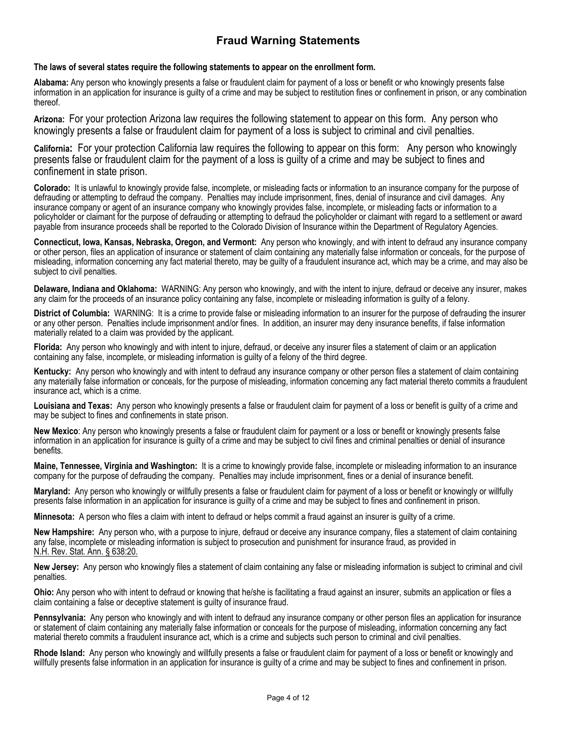# Fraud Warning Statements

**The laws of several states require the following statements to appear on the enrollment form.**

**Alabama:** Any person who knowingly presents a false or fraudulent claim for payment of a loss or benefit or who knowingly presents false information in an application for insurance is guilty of a crime and may be subject to restitution fines or confinement in prison, or any combination thereof.

**Arizona:** For your protection Arizona law requires the following statement to appear on this form. Any person who knowingly presents a false or fraudulent claim for payment of a loss is subject to criminal and civil penalties.

**California:** For your protection California law requires the following to appear on this form: Any person who knowingly presents false or fraudulent claim for the payment of a loss is guilty of a crime and may be subject to fines and confinement in state prison.

**Colorado:** It is unlawful to knowingly provide false, incomplete, or misleading facts or information to an insurance company for the purpose of defrauding or attempting to defraud the company. Penalties may include imprisonment, fines, denial of insurance and civil damages. Any insurance company or agent of an insurance company who knowingly provides false, incomplete, or misleading facts or information to a policyholder or claimant for the purpose of defrauding or attempting to defraud the policyholder or claimant with regard to a settlement or award payable from insurance proceeds shall be reported to the Colorado Division of Insurance within the Department of Regulatory Agencies.

**Connecticut, Iowa, Kansas, Nebraska, Oregon, and Vermont:** Any person who knowingly, and with intent to defraud any insurance company or other person, files an application of insurance or statement of claim containing any materially false information or conceals, for the purpose of misleading, information concerning any fact material thereto, may be guilty of a fraudulent insurance act, which may be a crime, and may also be subject to civil penalties.

**Delaware, Indiana and Oklahoma:** WARNING: Any person who knowingly, and with the intent to injure, defraud or deceive any insurer, makes any claim for the proceeds of an insurance policy containing any false, incomplete or misleading information is guilty of a felony.

**District of Columbia:** WARNING: It is a crime to provide false or misleading information to an insurer for the purpose of defrauding the insurer or any other person. Penalties include imprisonment and/or fines. In addition, an insurer may deny insurance benefits, if false information materially related to a claim was provided by the applicant.

**Florida:** Any person who knowingly and with intent to injure, defraud, or deceive any insurer files a statement of claim or an application containing any false, incomplete, or misleading information is guilty of a felony of the third degree.

**Kentucky:** Any person who knowingly and with intent to defraud any insurance company or other person files a statement of claim containing any materially false information or conceals, for the purpose of misleading, information concerning any fact material thereto commits a fraudulent insurance act, which is a crime.

**Louisiana and Texas:** Any person who knowingly presents a false or fraudulent claim for payment of a loss or benefit is guilty of a crime and may be subject to fines and confinements in state prison.

**New Mexico**: Any person who knowingly presents a false or fraudulent claim for payment or a loss or benefit or knowingly presents false information in an application for insurance is guilty of a crime and may be subject to civil fines and criminal penalties or denial of insurance benefits.

**Maine, Tennessee, Virginia and Washington:** It is a crime to knowingly provide false, incomplete or misleading information to an insurance company for the purpose of defrauding the company. Penalties may include imprisonment, fines or a denial of insurance benefit.

**Maryland:** Any person who knowingly or willfully presents a false or fraudulent claim for payment of a loss or benefit or knowingly or willfully presents false information in an application for insurance is guilty of a crime and may be subject to fines and confinement in prison.

**Minnesota:** A person who files a claim with intent to defraud or helps commit a fraud against an insurer is guilty of a crime.

**New Hampshire:** Any person who, with a purpose to injure, defraud or deceive any insurance company, files a statement of claim containing any false, incomplete or misleading information is subject to prosecution and punishment for insurance fraud, as provided in N.H. Rev. Stat. Ann. § 638:20.

**New Jersey:** Any person who knowingly files a statement of claim containing any false or misleading information is subject to criminal and civil penalties.

**Ohio:** Any person who with intent to defraud or knowing that he/she is facilitating a fraud against an insurer, submits an application or files a claim containing a false or deceptive statement is guilty of insurance fraud.

**Pennsylvania:** Any person who knowingly and with intent to defraud any insurance company or other person files an application for insurance or statement of claim containing any materially false information or conceals for the purpose of misleading, information concerning any fact material thereto commits a fraudulent insurance act, which is a crime and subjects such person to criminal and civil penalties.

**Rhode Island:** Any person who knowingly and willfully presents a false or fraudulent claim for payment of a loss or benefit or knowingly and willfully presents false information in an application for insurance is guilty of a crime and may be subject to fines and confinement in prison.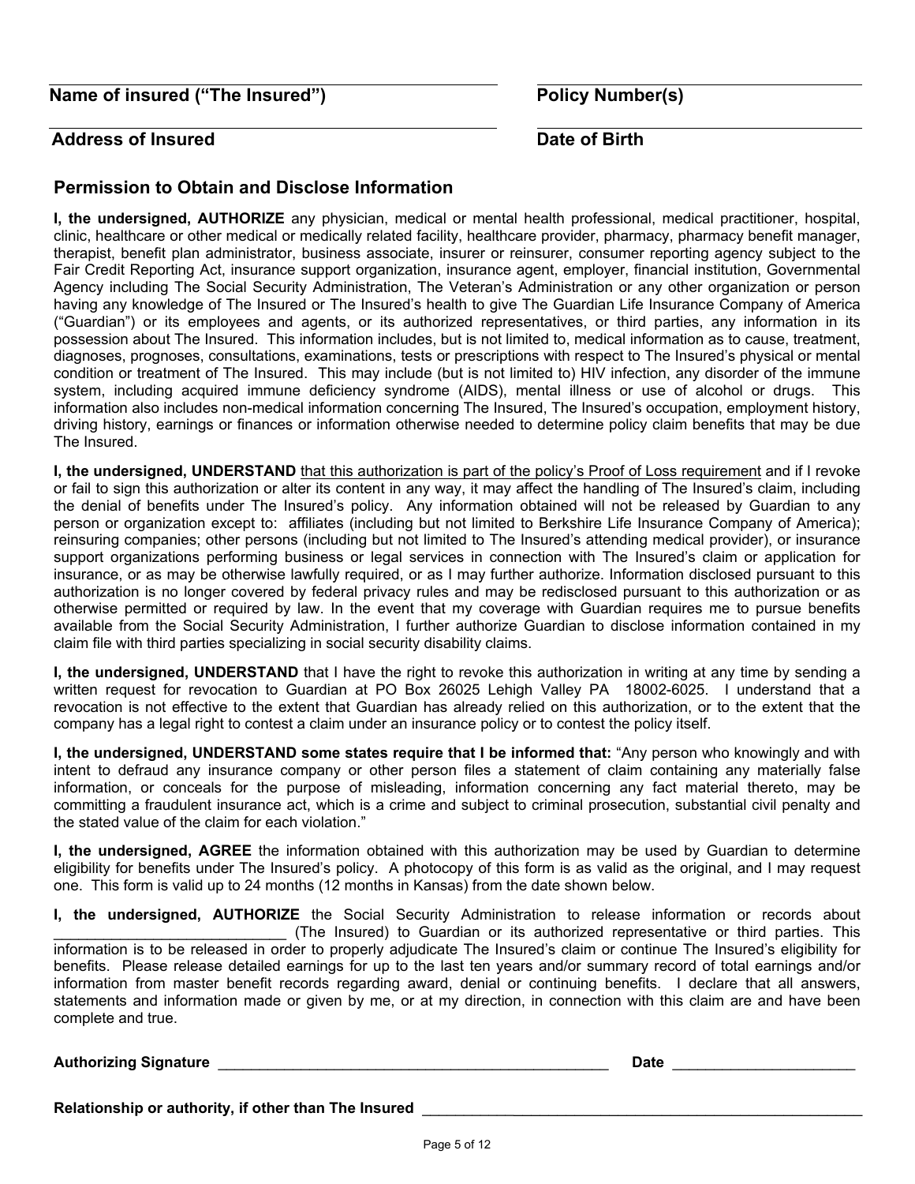**Name of insured ("The Insured")** ______________________ **Policy Number(s)** ______________________

**Address of Insured** ______________________ **Date of Birth** ______________________

## Permission to Obtain and Disclose Information

**I, the undersigned, AUTHORIZE** any physician, medical or mental health professional, medical practitioner, hospital, clinic, healthcare or other medical or medically related facility, healthcare provider, pharmacy, pharmacy benefit manager, therapist, benefit plan administrator, business associate, insurer or reinsurer, consumer reporting agency subject to the Fair Credit Reporting Act, insurance support organization, insurance agent, employer, financial institution, Governmental Agency including The Social Security Administration, The Veteran's Administration or any other organization or person having any knowledge of The Insured or The Insured's health to give The Guardian Life Insurance Company of America ("Guardian") or its employees and agents, or its authorized representatives, or third parties, any information in its possession about The Insured. This information includes, but is not limited to, medical information as to cause, treatment, diagnoses, prognoses, consultations, examinations, tests or prescriptions with respect to The Insured's physical or mental condition or treatment of The Insured. This may include (but is not limited to) HIV infection, any disorder of the immune system, including acquired immune deficiency syndrome (AIDS), mental illness or use of alcohol or drugs. This information also includes non-medical information concerning The Insured, The Insured's occupation, employment history, driving history, earnings or finances or information otherwise needed to determine policy claim benefits that may be due The Insured.

**I, the undersigned, UNDERSTAND** <u>that this authorization is part of the policy's Proof of Loss requirement</u> and if I revoke or fail to sign this authorization or alter its content in any way, it may affect the handling of The Insured's claim, including the denial of benefits under The Insured's policy. Any information obtained will not be released by Guardian to any person or organization except to: affiliates (including but not limited to Berkshire Life Insurance Company of America); reinsuring companies; other persons (including but not limited to The Insured's attending medical provider), or insurance support organizations performing business or legal services in connection with The Insured's claim or application for insurance, or as may be otherwise lawfully required, or as I may further authorize. Information disclosed pursuant to this authorization is no longer covered by federal privacy rules and may be redisclosed pursuant to this authorization or as otherwise permitted or required by law. In the event that my coverage with Guardian requires me to pursue benefits available from the Social Security Administration, I further authorize Guardian to disclose information contained in my claim file with third parties specializing in social security disability claims.

**I, the undersigned, UNDERSTAND** that I have the right to revoke this authorization in writing at any time by sending a written request for revocation to Guardian at PO Box 26025 Lehigh Valley PA 18002-6025. I understand that a revocation is not effective to the extent that Guardian has already relied on this authorization, or to the extent that the company has a legal right to contest a claim under an insurance policy or to contest the policy itself.

**I, the undersigned, UNDERSTAND some states require that I be informed that:** "Any person who knowingly and with intent to defraud any insurance company or other person files a statement of claim containing any materially false information, or conceals for the purpose of misleading, information concerning any fact material thereto, may be committing a fraudulent insurance act, which is a crime and subject to criminal prosecution, substantial civil penalty and the stated value of the claim for each violation."

**I, the undersigned, AGREE** the information obtained with this authorization may be used by Guardian to determine eligibility for benefits under The Insured's policy. A photocopy of this form is as valid as the original, and I may request one. This form is valid up to 24 months (12 months in Kansas) from the date shown below.

**I, the undersigned, AUTHORIZE** the Social Security Administration to release information or records about ____________________________ (The Insured) to Guardian or its authorized representative or third parties. This information is to be released in order to properly adjudicate The Insured's claim or continue The Insured's eligibility for benefits. Please release detailed earnings for up to the last ten years and/or summary record of total earnings and/or information from master benefit records regarding award, denial or continuing benefits. I declare that all answers, statements and information made or given by me, or at my direction, in connection with this claim are and have been complete and true.

**Authorizing Signature** __________________________________________________ **Date** ______________________

**Relationship or authority, if other than The Insured** ______________________________________________________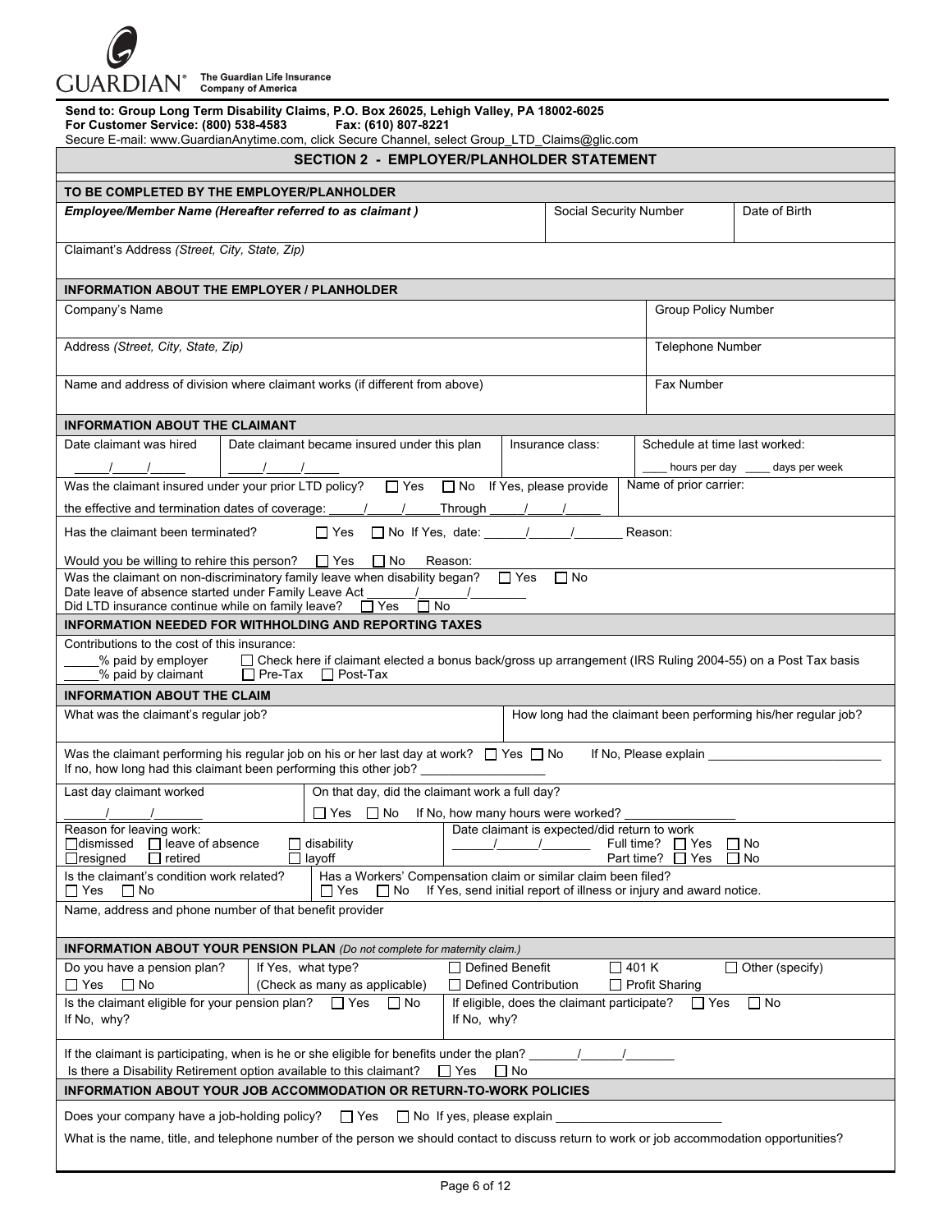GUARDIAN® The Guardian Life Insurance Company of America

**Send to: Group Long Term Disability Claims, P.O. Box 26025, Lehigh Valley, PA 18002-6025**
**For Customer Service: (800) 538-4583 Fax: (610) 807-8221**
Secure E-mail: www.GuardianAnytime.com, click Secure Channel, select Group_LTD_Claims@glic.com

## SECTION 2 - EMPLOYER/PLANHOLDER STATEMENT

### TO BE COMPLETED BY THE EMPLOYER/PLANHOLDER

| ***Employee/Member Name (Hereafter referred to as claimant )*** | Social Security Number | Date of Birth |
|---|---|---|
| | | |

Claimant's Address *(Street, City, State, Zip)*

### INFORMATION ABOUT THE EMPLOYER / PLANHOLDER

| Company's Name | Group Policy Number |
|---|---|
| Address *(Street, City, State, Zip)* | Telephone Number |
| Name and address of division where claimant works (if different from above) | Fax Number |

### INFORMATION ABOUT THE CLAIMANT

| Date claimant was hired | Date claimant became insured under this plan | Insurance class: | Schedule at time last worked: |
|---|---|---|---|
| _____/_____/_____ | _____/_____/_____ | | ____ hours per day ____ days per week |

Was the claimant insured under your prior LTD policy? ☐ Yes ☐ No If Yes, please provide the effective and termination dates of coverage: _____/_____/_____Through _____/_____/_____ Name of prior carrier:

Has the claimant been terminated? ☐ Yes ☐ No If Yes, date: ______/______/_______ Reason:

Would you be willing to rehire this person? ☐ Yes ☐ No Reason:

Was the claimant on non-discriminatory family leave when disability began? ☐ Yes ☐ No
Date leave of absence started under Family Leave Act _______/_______/________
Did LTD insurance continue while on family leave? ☐ Yes ☐ No

### INFORMATION NEEDED FOR WITHHOLDING AND REPORTING TAXES

Contributions to the cost of this insurance:
_____% paid by employer ☐ Check here if claimant elected a bonus back/gross up arrangement (IRS Ruling 2004-55) on a Post Tax basis
_____% paid by claimant ☐ Pre-Tax ☐ Post-Tax

### INFORMATION ABOUT THE CLAIM

| What was the claimant's regular job? | How long had the claimant been performing his/her regular job? |
|---|---|
| | |

Was the claimant performing his regular job on his or her last day at work? ☐ Yes ☐ No If No, Please explain ________________________
If no, how long had this claimant been performing this other job? _________________

Last day claimant worked ______/______/_______
On that day, did the claimant work a full day? ☐ Yes ☐ No If No, how many hours were worked? _______________

Reason for leaving work:
☐dismissed ☐ leave of absence ☐ disability
☐resigned ☐ retired ☐ layoff

Date claimant is expected/did return to work ______/______/_______ Full time? ☐ Yes ☐ No Part time? ☐ Yes ☐ No

Is the claimant's condition work related? ☐ Yes ☐ No

Has a Workers' Compensation claim or similar claim been filed? ☐ Yes ☐ No If Yes, send initial report of illness or injury and award notice.

Name, address and phone number of that benefit provider

### INFORMATION ABOUT YOUR PENSION PLAN *(Do not complete for maternity claim.)*

Do you have a pension plan? ☐ Yes ☐ No
If Yes, what type? (Check as many as applicable) ☐ Defined Benefit ☐ 401 K ☐ Other (specify) ☐ Defined Contribution ☐ Profit Sharing

Is the claimant eligible for your pension plan? ☐ Yes ☐ No
If No, why?

If eligible, does the claimant participate? ☐ Yes ☐ No
If No, why?

If the claimant is participating, when is he or she eligible for benefits under the plan? _______/______/_______
Is there a Disability Retirement option available to this claimant? ☐ Yes ☐ No

### INFORMATION ABOUT YOUR JOB ACCOMMODATION OR RETURN-TO-WORK POLICIES

Does your company have a job-holding policy? ☐ Yes ☐ No If yes, please explain ________________________

What is the name, title, and telephone number of the person we should contact to discuss return to work or job accommodation opportunities?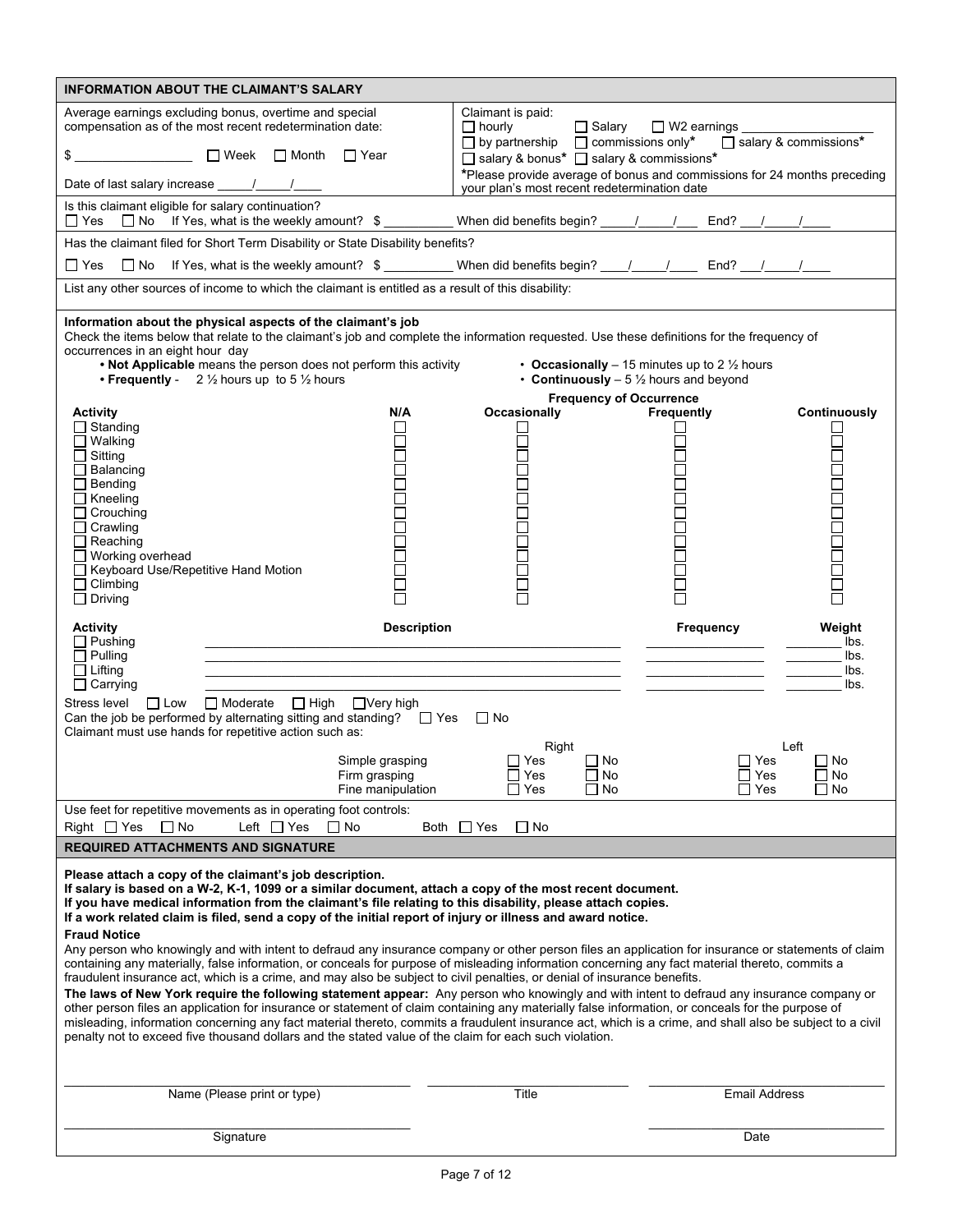## INFORMATION ABOUT THE CLAIMANT'S SALARY

Average earnings excluding bonus, overtime and special compensation as of the most recent redetermination date:

$ _______________ ☐ Week ☐ Month ☐ Year

Date of last salary increase _____/_____/____

Claimant is paid:
☐ hourly ☐ Salary ☐ W2 earnings ________________
☐ by partnership ☐ commissions only* ☐ salary & commissions*
☐ salary & bonus* ☐ salary & commissions*

*Please provide average of bonus and commissions for 24 months preceding your plan's most recent redetermination date

Is this claimant eligible for salary continuation?
☐ Yes ☐ No If Yes, what is the weekly amount? $ _________ When did benefits begin? _____/_____/___ End? ___/_____/____

Has the claimant filed for Short Term Disability or State Disability benefits?

☐ Yes ☐ No If Yes, what is the weekly amount? $ _________ When did benefits begin? ____/_____/____ End? ___/_____/____

List any other sources of income to which the claimant is entitled as a result of this disability:

**Information about the physical aspects of the claimant's job**

Check the items below that relate to the claimant's job and complete the information requested. Use these definitions for the frequency of occurrences in an eight hour day

- **Not Applicable** means the person does not perform this activity
- **Frequently** - 2 ½ hours up to 5 ½ hours
- **Occasionally** – 15 minutes up to 2 ½ hours
- **Continuously** – 5 ½ hours and beyond

| Activity | N/A | Occasionally | Frequently | Continuously |
|---|---|---|---|---|
| ☐ Standing | ☐ | ☐ | ☐ | ☐ |
| ☐ Walking | ☐ | ☐ | ☐ | ☐ |
| ☐ Sitting | ☐ | ☐ | ☐ | ☐ |
| ☐ Balancing | ☐ | ☐ | ☐ | ☐ |
| ☐ Bending | ☐ | ☐ | ☐ | ☐ |
| ☐ Kneeling | ☐ | ☐ | ☐ | ☐ |
| ☐ Crouching | ☐ | ☐ | ☐ | ☐ |
| ☐ Crawling | ☐ | ☐ | ☐ | ☐ |
| ☐ Reaching | ☐ | ☐ | ☐ | ☐ |
| ☐ Working overhead | ☐ | ☐ | ☐ | ☐ |
| ☐ Keyboard Use/Repetitive Hand Motion | ☐ | ☐ | ☐ | ☐ |
| ☐ Climbing | ☐ | ☐ | ☐ | ☐ |
| ☐ Driving | ☐ | ☐ | ☐ | ☐ |

| Activity | Description | Frequency | Weight |
|---|---|---|---|
| ☐ Pushing | | | ____ lbs. |
| ☐ Pulling | | | ____ lbs. |
| ☐ Lifting | | | ____ lbs. |
| ☐ Carrying | | | ____ lbs. |

Stress level ☐ Low ☐ Moderate ☐ High ☐ Very high

Can the job be performed by alternating sitting and standing? ☐ Yes ☐ No

Claimant must use hands for repetitive action such as:

| | Right | | Left | |
|---|---|---|---|---|
| Simple grasping | ☐ Yes | ☐ No | ☐ Yes | ☐ No |
| Firm grasping | ☐ Yes | ☐ No | ☐ Yes | ☐ No |
| Fine manipulation | ☐ Yes | ☐ No | ☐ Yes | ☐ No |

Use feet for repetitive movements as in operating foot controls:
Right ☐ Yes ☐ No Left ☐ Yes ☐ No Both ☐ Yes ☐ No

## REQUIRED ATTACHMENTS AND SIGNATURE

**Please attach a copy of the claimant's job description.**
**If salary is based on a W-2, K-1, 1099 or a similar document, attach a copy of the most recent document.**
**If you have medical information from the claimant's file relating to this disability, please attach copies.**
**If a work related claim is filed, send a copy of the initial report of injury or illness and award notice.**

**Fraud Notice**

Any person who knowingly and with intent to defraud any insurance company or other person files an application for insurance or statements of claim containing any materially, false information, or conceals for purpose of misleading information concerning any fact material thereto, commits a fraudulent insurance act, which is a crime, and may also be subject to civil penalties, or denial of insurance benefits.

**The laws of New York require the following statement appear:** Any person who knowingly and with intent to defraud any insurance company or other person files an application for insurance or statement of claim containing any materially false information, or conceals for the purpose of misleading, information concerning any fact material thereto, commits a fraudulent insurance act, which is a crime, and shall also be subject to a civil penalty not to exceed five thousand dollars and the stated value of the claim for each such violation.

_______________________________ Name (Please print or type)

_______________________________ Title

_______________________________ Email Address

_______________________________ Signature

_______________________________ Date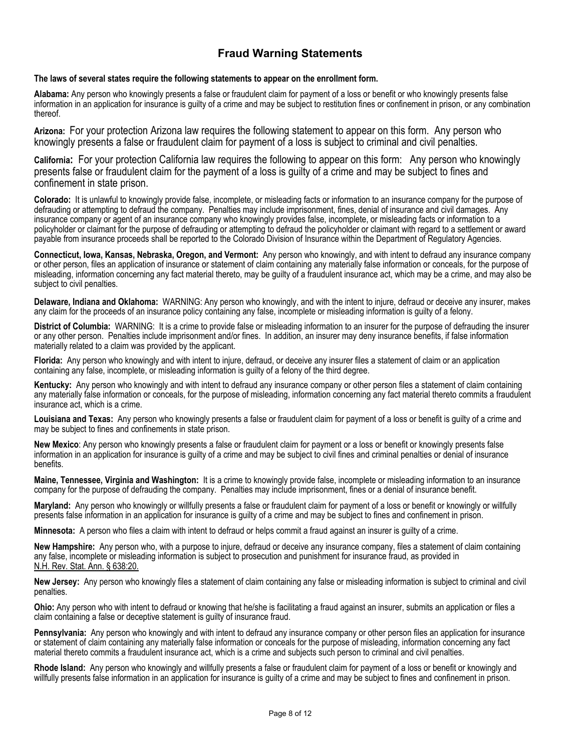# Fraud Warning Statements

**The laws of several states require the following statements to appear on the enrollment form.**

**Alabama:** Any person who knowingly presents a false or fraudulent claim for payment of a loss or benefit or who knowingly presents false information in an application for insurance is guilty of a crime and may be subject to restitution fines or confinement in prison, or any combination thereof.

**Arizona:** For your protection Arizona law requires the following statement to appear on this form. Any person who knowingly presents a false or fraudulent claim for payment of a loss is subject to criminal and civil penalties.

**California:** For your protection California law requires the following to appear on this form: Any person who knowingly presents false or fraudulent claim for the payment of a loss is guilty of a crime and may be subject to fines and confinement in state prison.

**Colorado:** It is unlawful to knowingly provide false, incomplete, or misleading facts or information to an insurance company for the purpose of defrauding or attempting to defraud the company. Penalties may include imprisonment, fines, denial of insurance and civil damages. Any insurance company or agent of an insurance company who knowingly provides false, incomplete, or misleading facts or information to a policyholder or claimant for the purpose of defrauding or attempting to defraud the policyholder or claimant with regard to a settlement or award payable from insurance proceeds shall be reported to the Colorado Division of Insurance within the Department of Regulatory Agencies.

**Connecticut, Iowa, Kansas, Nebraska, Oregon, and Vermont:** Any person who knowingly, and with intent to defraud any insurance company or other person, files an application of insurance or statement of claim containing any materially false information or conceals, for the purpose of misleading, information concerning any fact material thereto, may be guilty of a fraudulent insurance act, which may be a crime, and may also be subject to civil penalties.

**Delaware, Indiana and Oklahoma:** WARNING: Any person who knowingly, and with the intent to injure, defraud or deceive any insurer, makes any claim for the proceeds of an insurance policy containing any false, incomplete or misleading information is guilty of a felony.

**District of Columbia:** WARNING: It is a crime to provide false or misleading information to an insurer for the purpose of defrauding the insurer or any other person. Penalties include imprisonment and/or fines. In addition, an insurer may deny insurance benefits, if false information materially related to a claim was provided by the applicant.

**Florida:** Any person who knowingly and with intent to injure, defraud, or deceive any insurer files a statement of claim or an application containing any false, incomplete, or misleading information is guilty of a felony of the third degree.

**Kentucky:** Any person who knowingly and with intent to defraud any insurance company or other person files a statement of claim containing any materially false information or conceals, for the purpose of misleading, information concerning any fact material thereto commits a fraudulent insurance act, which is a crime.

**Louisiana and Texas:** Any person who knowingly presents a false or fraudulent claim for payment of a loss or benefit is guilty of a crime and may be subject to fines and confinements in state prison.

**New Mexico**: Any person who knowingly presents a false or fraudulent claim for payment or a loss or benefit or knowingly presents false information in an application for insurance is guilty of a crime and may be subject to civil fines and criminal penalties or denial of insurance benefits.

**Maine, Tennessee, Virginia and Washington:** It is a crime to knowingly provide false, incomplete or misleading information to an insurance company for the purpose of defrauding the company. Penalties may include imprisonment, fines or a denial of insurance benefit.

**Maryland:** Any person who knowingly or willfully presents a false or fraudulent claim for payment of a loss or benefit or knowingly or willfully presents false information in an application for insurance is guilty of a crime and may be subject to fines and confinement in prison.

**Minnesota:** A person who files a claim with intent to defraud or helps commit a fraud against an insurer is guilty of a crime.

**New Hampshire:** Any person who, with a purpose to injure, defraud or deceive any insurance company, files a statement of claim containing any false, incomplete or misleading information is subject to prosecution and punishment for insurance fraud, as provided in N.H. Rev. Stat. Ann. § 638:20.

**New Jersey:** Any person who knowingly files a statement of claim containing any false or misleading information is subject to criminal and civil penalties.

**Ohio:** Any person who with intent to defraud or knowing that he/she is facilitating a fraud against an insurer, submits an application or files a claim containing a false or deceptive statement is guilty of insurance fraud.

**Pennsylvania:** Any person who knowingly and with intent to defraud any insurance company or other person files an application for insurance or statement of claim containing any materially false information or conceals for the purpose of misleading, information concerning any fact material thereto commits a fraudulent insurance act, which is a crime and subjects such person to criminal and civil penalties.

**Rhode Island:** Any person who knowingly and willfully presents a false or fraudulent claim for payment of a loss or benefit or knowingly and willfully presents false information in an application for insurance is guilty of a crime and may be subject to fines and confinement in prison.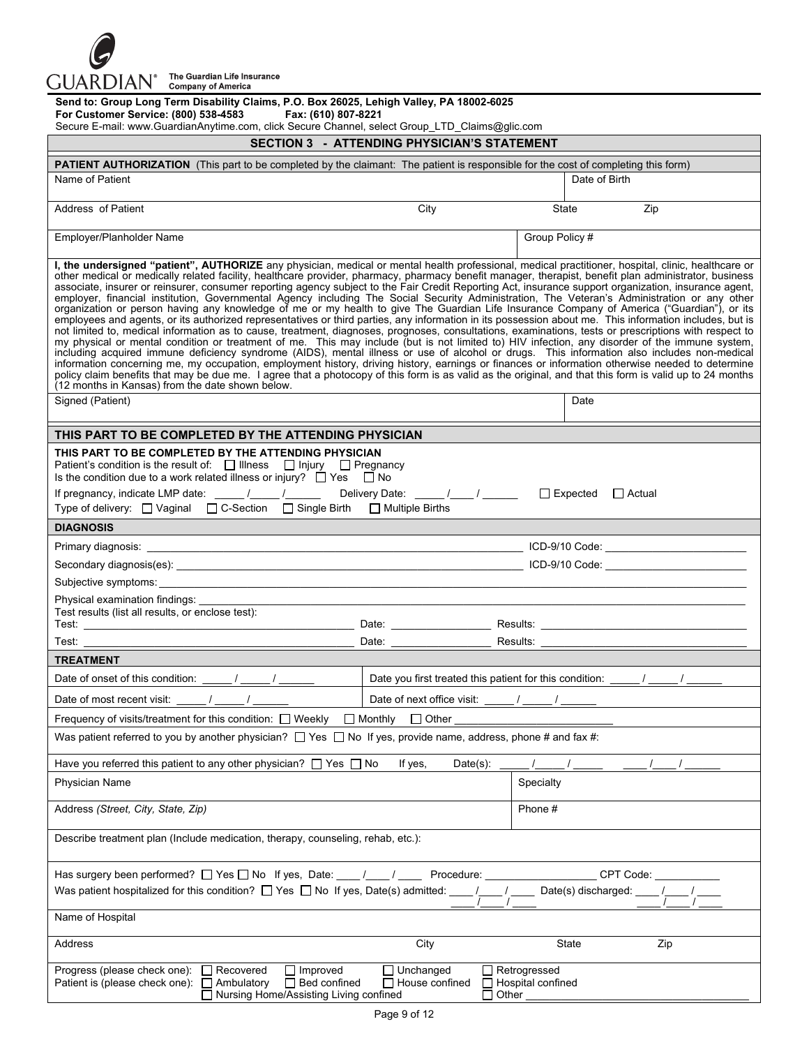**GUARDIAN**® The Guardian Life Insurance Company of America

**Send to: Group Long Term Disability Claims, P.O. Box 26025, Lehigh Valley, PA 18002-6025**
**For Customer Service: (800) 538-4583 Fax: (610) 807-8221**
Secure E-mail: www.GuardianAnytime.com, click Secure Channel, select Group_LTD_Claims@glic.com

## SECTION 3 - ATTENDING PHYSICIAN'S STATEMENT

**PATIENT AUTHORIZATION** (This part to be completed by the claimant: The patient is responsible for the cost of completing this form)

| Name of Patient | | | Date of Birth |
|---|---|---|---|
| Address of Patient | City | State | Zip |
| Employer/Planholder Name | | Group Policy # | |

**I, the undersigned "patient", AUTHORIZE** any physician, medical or mental health professional, medical practitioner, hospital, clinic, healthcare or other medical or medically related facility, healthcare provider, pharmacy, pharmacy benefit manager, therapist, benefit plan administrator, business associate, insurer or reinsurer, consumer reporting agency subject to the Fair Credit Reporting Act, insurance support organization, insurance agent, employer, financial institution, Governmental Agency including The Social Security Administration, The Veteran's Administration or any other organization or person having any knowledge of me or my health to give The Guardian Life Insurance Company of America ("Guardian"), or its employees and agents, or its authorized representatives or third parties, any information in its possession about me. This information includes, but is not limited to, medical information as to cause, treatment, diagnoses, prognoses, consultations, examinations, tests or prescriptions with respect to my physical or mental condition or treatment of me. This may include (but is not limited to) HIV infection, any disorder of the immune system, including acquired immune deficiency syndrome (AIDS), mental illness or use of alcohol or drugs. This information also includes non-medical information concerning me, my occupation, employment history, driving history, earnings or finances or information otherwise needed to determine policy claim benefits that may be due me. I agree that a photocopy of this form is as valid as the original, and that this form is valid up to 24 months (12 months in Kansas) from the date shown below.

| Signed (Patient) | Date |
|---|---|

### THIS PART TO BE COMPLETED BY THE ATTENDING PHYSICIAN

**THIS PART TO BE COMPLETED BY THE ATTENDING PHYSICIAN**

Patient's condition is the result of: ☐ Illness ☐ Injury ☐ Pregnancy

Is the condition due to a work related illness or injury? ☐ Yes ☐ No

If pregnancy, indicate LMP date: _____ /_____ /______ Delivery Date: _____ /____ / ______ ☐ Expected ☐ Actual

Type of delivery: ☐ Vaginal ☐ C-Section ☐ Single Birth ☐ Multiple Births

### DIAGNOSIS

Primary diagnosis: ____________________ ICD-9/10 Code: ____________

Secondary diagnosis(es): ____________________ ICD-9/10 Code: ____________

Subjective symptoms: ____________________

Physical examination findings: ____________________

Test results (list all results, or enclose test):

Test: ____________________ Date: __________ Results: ____________________

Test: ____________________ Date: __________ Results: ____________________

### TREATMENT

| Date of onset of this condition: _____ / _____ / ______ | Date you first treated this patient for this condition: _____ / _____ / ______ |
|---|---|
| Date of most recent visit: _____ / _____ / ______ | Date of next office visit: _____ / _____ / ______ |

Frequency of visits/treatment for this condition: ☐ Weekly ☐ Monthly ☐ Other ____________

Was patient referred to you by another physician? ☐ Yes ☐ No If yes, provide name, address, phone # and fax #:

Have you referred this patient to any other physician? ☐ Yes ☐ No If yes, Date(s): _____ /_____ / _____ ____ /____ / ______

| Physician Name | Specialty |
|---|---|
| Address *(Street, City, State, Zip)* | Phone # |

Describe treatment plan (Include medication, therapy, counseling, rehab, etc.):

Has surgery been performed? ☐ Yes ☐ No If yes, Date: ____ /____ / ____ Procedure: ______________ CPT Code: __________

Was patient hospitalized for this condition? ☐ Yes ☐ No If yes, Date(s) admitted: ____ /____ / ____ Date(s) discharged: ____ /____ / ____
____ /____ / ____ ____ /____ / ____

| Name of Hospital | | | |
|---|---|---|---|
| Address | City | State | Zip |

Progress (please check one): ☐ Recovered ☐ Improved ☐ Unchanged ☐ Retrogressed

Patient is (please check one): ☐ Ambulatory ☐ Bed confined ☐ House confined ☐ Hospital confined ☐ Nursing Home/Assisting Living confined ☐ Other ____________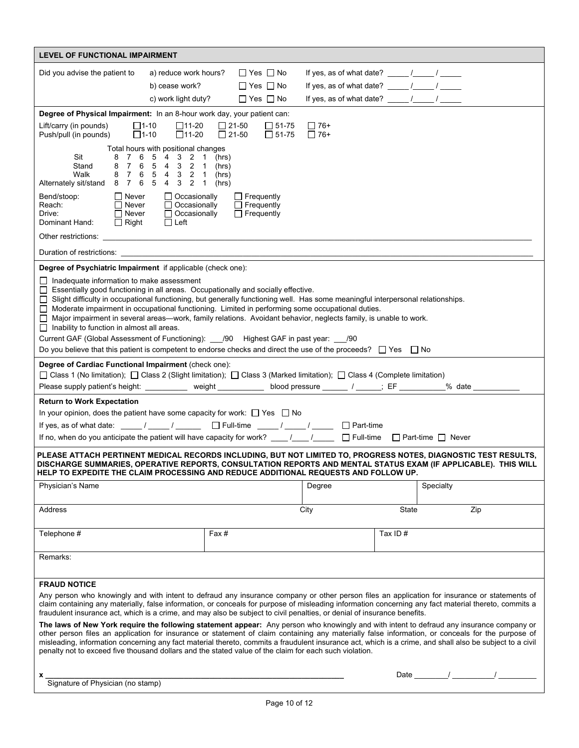## LEVEL OF FUNCTIONAL IMPAIRMENT

Did you advise the patient to

| | | |
|---|---|---|
| a) reduce work hours? | ☐ Yes ☐ No | If yes, as of what date? _____ /_____ / _____ |
| b) cease work? | ☐ Yes ☐ No | If yes, as of what date? _____ /_____ / _____ |
| c) work light duty? | ☐ Yes ☐ No | If yes, as of what date? _____ /_____ / _____ |

**Degree of Physical Impairment:** In an 8-hour work day, your patient can:

| | | | | | |
|---|---|---|---|---|---|
| Lift/carry (in pounds) | ☐ 1-10 | ☐ 11-20 | ☐ 21-50 | ☐ 51-75 | ☐ 76+ |
| Push/pull (in pounds) | ☐ 1-10 | ☐ 11-20 | ☐ 21-50 | ☐ 51-75 | ☐ 76+ |

Total hours with positional changes

| | | | | | | | | | |
|---|---|---|---|---|---|---|---|---|---|
| Sit | 8 | 7 | 6 | 5 | 4 | 3 | 2 | 1 | (hrs) |
| Stand | 8 | 7 | 6 | 5 | 4 | 3 | 2 | 1 | (hrs) |
| Walk | 8 | 7 | 6 | 5 | 4 | 3 | 2 | 1 | (hrs) |
| Alternately sit/stand | 8 | 7 | 6 | 5 | 4 | 3 | 2 | 1 | (hrs) |

| | | | |
|---|---|---|---|
| Bend/stoop: | ☐ Never | ☐ Occasionally | ☐ Frequently |
| Reach: | ☐ Never | ☐ Occasionally | ☐ Frequently |
| Drive: | ☐ Never | ☐ Occasionally | ☐ Frequently |
| Dominant Hand: | ☐ Right | ☐ Left | |

Other restrictions: ____________________________________________

Duration of restrictions: ____________________________________________

**Degree of Psychiatric Impairment** if applicable (check one):

☐ Inadequate information to make assessment
☐ Essentially good functioning in all areas. Occupationally and socially effective.
☐ Slight difficulty in occupational functioning, but generally functioning well. Has some meaningful interpersonal relationships.
☐ Moderate impairment in occupational functioning. Limited in performing some occupational duties.
☐ Major impairment in several areas—work, family relations. Avoidant behavior, neglects family, is unable to work.
☐ Inability to function in almost all areas.

Current GAF (Global Assessment of Functioning): ___/90 Highest GAF in past year: ___/90

Do you believe that this patient is competent to endorse checks and direct the use of the proceeds? ☐ Yes ☐ No

**Degree of Cardiac Functional Impairment** (check one):

☐ Class 1 (No limitation); ☐ Class 2 (Slight limitation); ☐ Class 3 (Marked limitation); ☐ Class 4 (Complete limitation)

Please supply patient's height: __________ weight ___________ blood pressure ______ / ______; EF __________% date ___________

**Return to Work Expectation**

In your opinion, does the patient have some capacity for work: ☐ Yes ☐ No

If yes, as of what date: _____ / _____ / ______ ☐ Full-time _____ / _____ / _____ ☐ Part-time

If no, when do you anticipate the patient will have capacity for work? ____/____/_____ ☐ Full-time ☐ Part-time ☐ Never

**PLEASE ATTACH PERTINENT MEDICAL RECORDS INCLUDING, BUT NOT LIMITED TO, PROGRESS NOTES, DIAGNOSTIC TEST RESULTS, DISCHARGE SUMMARIES, OPERATIVE REPORTS, CONSULTATION REPORTS AND MENTAL STATUS EXAM (IF APPLICABLE). THIS WILL HELP TO EXPEDITE THE CLAIM PROCESSING AND REDUCE ADDITIONAL REQUESTS AND FOLLOW UP.**

| Physician's Name | | Degree | | Specialty |
|---|---|---|---|---|
| Address | | City | State | Zip |
| Telephone # | Fax # | | Tax ID # | |

Remarks:

**FRAUD NOTICE**

Any person who knowingly and with intent to defraud any insurance company or other person files an application for insurance or statements of claim containing any materially, false information, or conceals for purpose of misleading information concerning any fact material thereto, commits a fraudulent insurance act, which is a crime, and may also be subject to civil penalties, or denial of insurance benefits.

**The laws of New York require the following statement appear:** Any person who knowingly and with intent to defraud any insurance company or other person files an application for insurance or statement of claim containing any materially false information, or conceals for the purpose of misleading, information concerning any fact material thereto, commits a fraudulent insurance act, which is a crime, and shall also be subject to a civil penalty not to exceed five thousand dollars and the stated value of the claim for each such violation.

x ______________________________________________ Date ________/ __________/ _________

Signature of Physician (no stamp)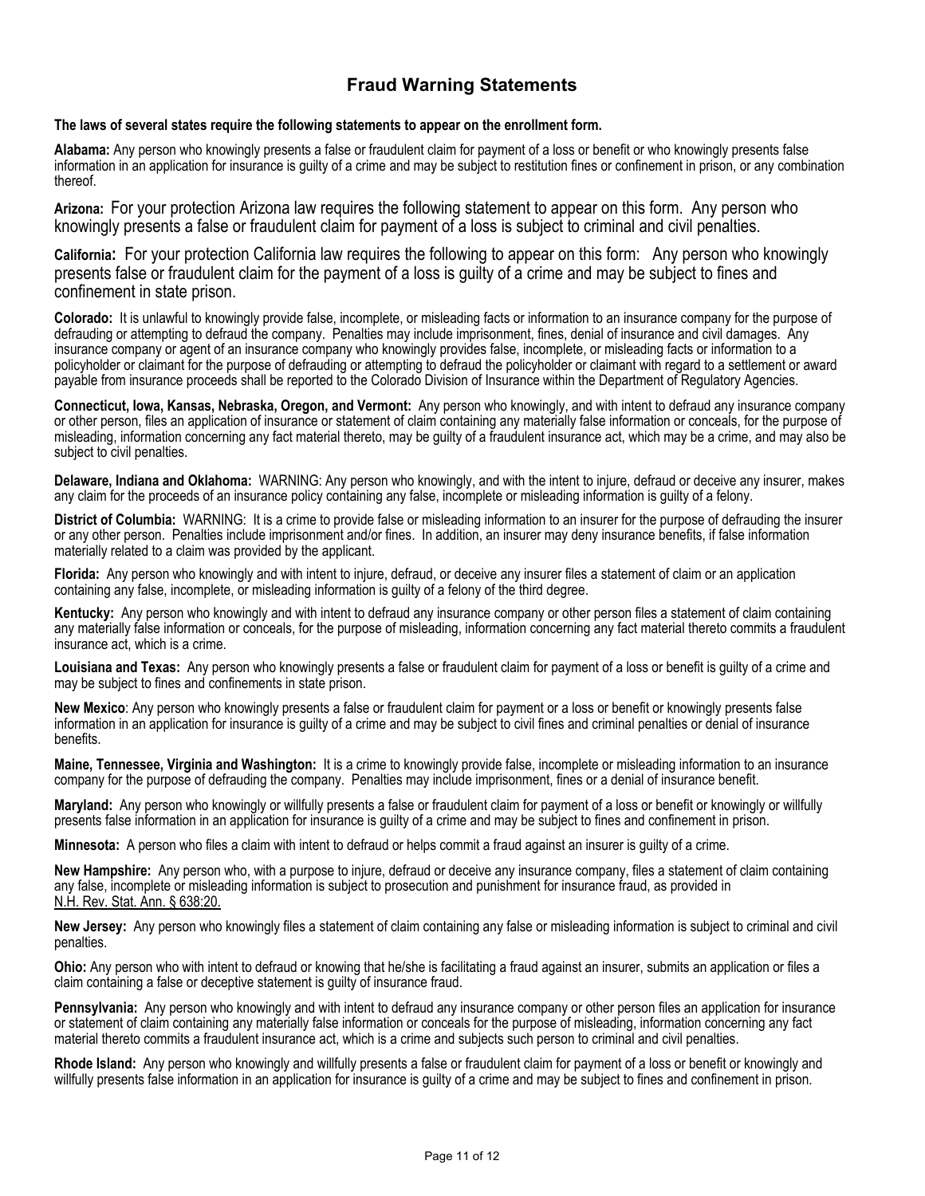# Fraud Warning Statements

**The laws of several states require the following statements to appear on the enrollment form.**

**Alabama:** Any person who knowingly presents a false or fraudulent claim for payment of a loss or benefit or who knowingly presents false information in an application for insurance is guilty of a crime and may be subject to restitution fines or confinement in prison, or any combination thereof.

**Arizona:** For your protection Arizona law requires the following statement to appear on this form. Any person who knowingly presents a false or fraudulent claim for payment of a loss is subject to criminal and civil penalties.

**California:** For your protection California law requires the following to appear on this form: Any person who knowingly presents false or fraudulent claim for the payment of a loss is guilty of a crime and may be subject to fines and confinement in state prison.

**Colorado:** It is unlawful to knowingly provide false, incomplete, or misleading facts or information to an insurance company for the purpose of defrauding or attempting to defraud the company. Penalties may include imprisonment, fines, denial of insurance and civil damages. Any insurance company or agent of an insurance company who knowingly provides false, incomplete, or misleading facts or information to a policyholder or claimant for the purpose of defrauding or attempting to defraud the policyholder or claimant with regard to a settlement or award payable from insurance proceeds shall be reported to the Colorado Division of Insurance within the Department of Regulatory Agencies.

**Connecticut, Iowa, Kansas, Nebraska, Oregon, and Vermont:** Any person who knowingly, and with intent to defraud any insurance company or other person, files an application of insurance or statement of claim containing any materially false information or conceals, for the purpose of misleading, information concerning any fact material thereto, may be guilty of a fraudulent insurance act, which may be a crime, and may also be subject to civil penalties.

**Delaware, Indiana and Oklahoma:** WARNING: Any person who knowingly, and with the intent to injure, defraud or deceive any insurer, makes any claim for the proceeds of an insurance policy containing any false, incomplete or misleading information is guilty of a felony.

**District of Columbia:** WARNING: It is a crime to provide false or misleading information to an insurer for the purpose of defrauding the insurer or any other person. Penalties include imprisonment and/or fines. In addition, an insurer may deny insurance benefits, if false information materially related to a claim was provided by the applicant.

**Florida:** Any person who knowingly and with intent to injure, defraud, or deceive any insurer files a statement of claim or an application containing any false, incomplete, or misleading information is guilty of a felony of the third degree.

**Kentucky:** Any person who knowingly and with intent to defraud any insurance company or other person files a statement of claim containing any materially false information or conceals, for the purpose of misleading, information concerning any fact material thereto commits a fraudulent insurance act, which is a crime.

**Louisiana and Texas:** Any person who knowingly presents a false or fraudulent claim for payment of a loss or benefit is guilty of a crime and may be subject to fines and confinements in state prison.

**New Mexico**: Any person who knowingly presents a false or fraudulent claim for payment or a loss or benefit or knowingly presents false information in an application for insurance is guilty of a crime and may be subject to civil fines and criminal penalties or denial of insurance benefits.

**Maine, Tennessee, Virginia and Washington:** It is a crime to knowingly provide false, incomplete or misleading information to an insurance company for the purpose of defrauding the company. Penalties may include imprisonment, fines or a denial of insurance benefit.

**Maryland:** Any person who knowingly or willfully presents a false or fraudulent claim for payment of a loss or benefit or knowingly or willfully presents false information in an application for insurance is guilty of a crime and may be subject to fines and confinement in prison.

**Minnesota:** A person who files a claim with intent to defraud or helps commit a fraud against an insurer is guilty of a crime.

**New Hampshire:** Any person who, with a purpose to injure, defraud or deceive any insurance company, files a statement of claim containing any false, incomplete or misleading information is subject to prosecution and punishment for insurance fraud, as provided in N.H. Rev. Stat. Ann. § 638:20.

**New Jersey:** Any person who knowingly files a statement of claim containing any false or misleading information is subject to criminal and civil penalties.

**Ohio:** Any person who with intent to defraud or knowing that he/she is facilitating a fraud against an insurer, submits an application or files a claim containing a false or deceptive statement is guilty of insurance fraud.

**Pennsylvania:** Any person who knowingly and with intent to defraud any insurance company or other person files an application for insurance or statement of claim containing any materially false information or conceals for the purpose of misleading, information concerning any fact material thereto commits a fraudulent insurance act, which is a crime and subjects such person to criminal and civil penalties.

**Rhode Island:** Any person who knowingly and willfully presents a false or fraudulent claim for payment of a loss or benefit or knowingly and willfully presents false information in an application for insurance is guilty of a crime and may be subject to fines and confinement in prison.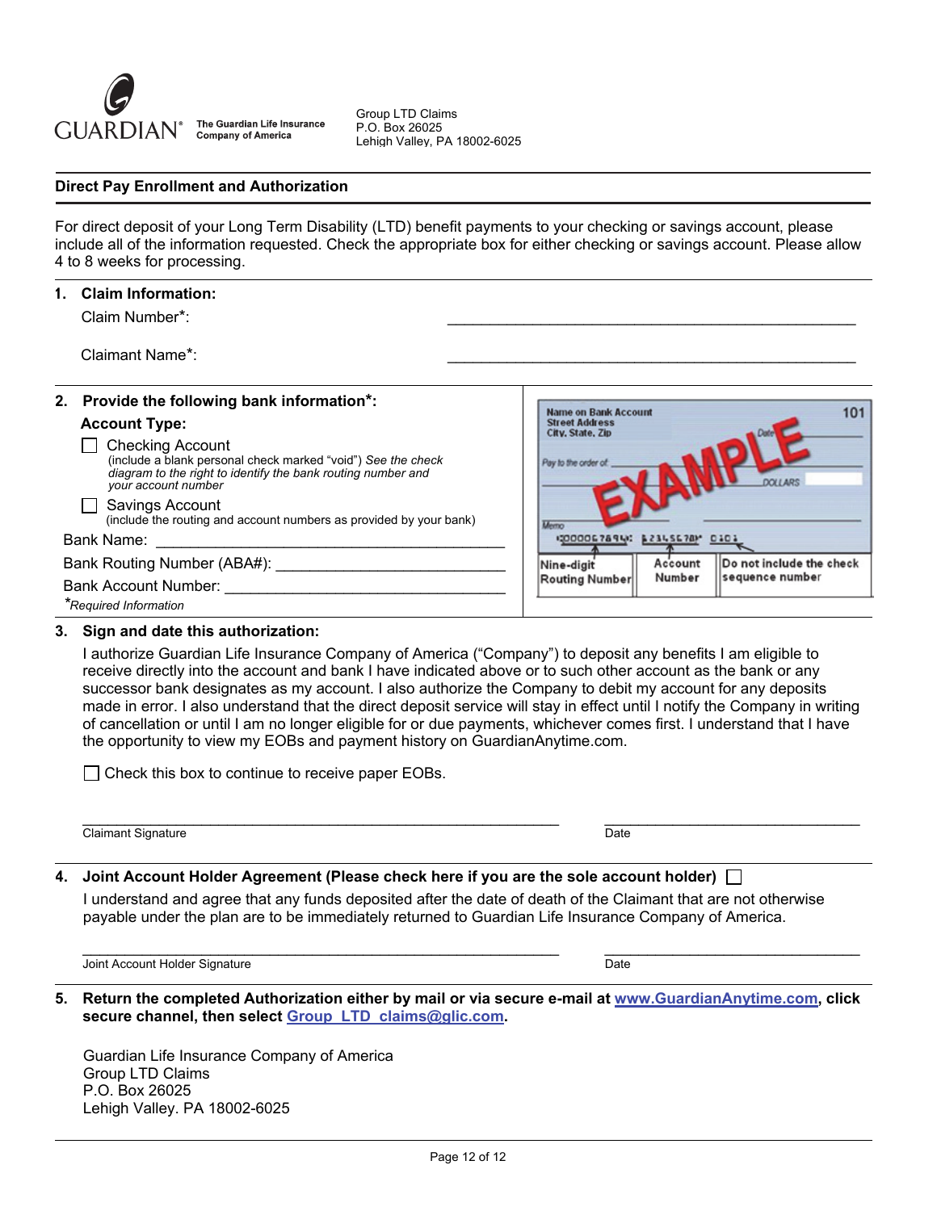GUARDIAN® The Guardian Life Insurance Company of America

Group LTD Claims
P.O. Box 26025
Lehigh Valley, PA 18002-6025

## Direct Pay Enrollment and Authorization

For direct deposit of your Long Term Disability (LTD) benefit payments to your checking or savings account, please include all of the information requested. Check the appropriate box for either checking or savings account. Please allow 4 to 8 weeks for processing.

### 1. Claim Information:

Claim Number*: ______________________________

Claimant Name*: ______________________________

### 2. Provide the following bank information*:

**Account Type:**

☐ Checking Account
(include a blank personal check marked "void") *See the check diagram to the right to identify the bank routing number and your account number*

☐ Savings Account
(include the routing and account numbers as provided by your bank)

Bank Name: ______________________________

Bank Routing Number (ABA#): ______________________________

Bank Account Number: ______________________________

*\*Required Information*

Name on Bank Account
Street Address
City, State, Zip
101
Date
Pay to the order of
DOLLARS
Memo
EXAMPLE
Nine-digit Routing Number
Account Number
Do not include the check sequence number

### 3. Sign and date this authorization:

I authorize Guardian Life Insurance Company of America ("Company") to deposit any benefits I am eligible to receive directly into the account and bank I have indicated above or to such other account as the bank or any successor bank designates as my account. I also authorize the Company to debit my account for any deposits made in error. I also understand that the direct deposit service will stay in effect until I notify the Company in writing of cancellation or until I am no longer eligible for or due payments, whichever comes first. I understand that I have the opportunity to view my EOBs and payment history on GuardianAnytime.com.

☐ Check this box to continue to receive paper EOBs.

______________________________ ______________________________
Claimant Signature Date

### 4. Joint Account Holder Agreement (Please check here if you are the sole account holder) ☐

I understand and agree that any funds deposited after the date of death of the Claimant that are not otherwise payable under the plan are to be immediately returned to Guardian Life Insurance Company of America.

______________________________ ______________________________
Joint Account Holder Signature Date

### 5. Return the completed Authorization either by mail or via secure e-mail at www.GuardianAnytime.com, click secure channel, then select Group_LTD_claims@glic.com.

Guardian Life Insurance Company of America
Group LTD Claims
P.O. Box 26025
Lehigh Valley. PA 18002-6025